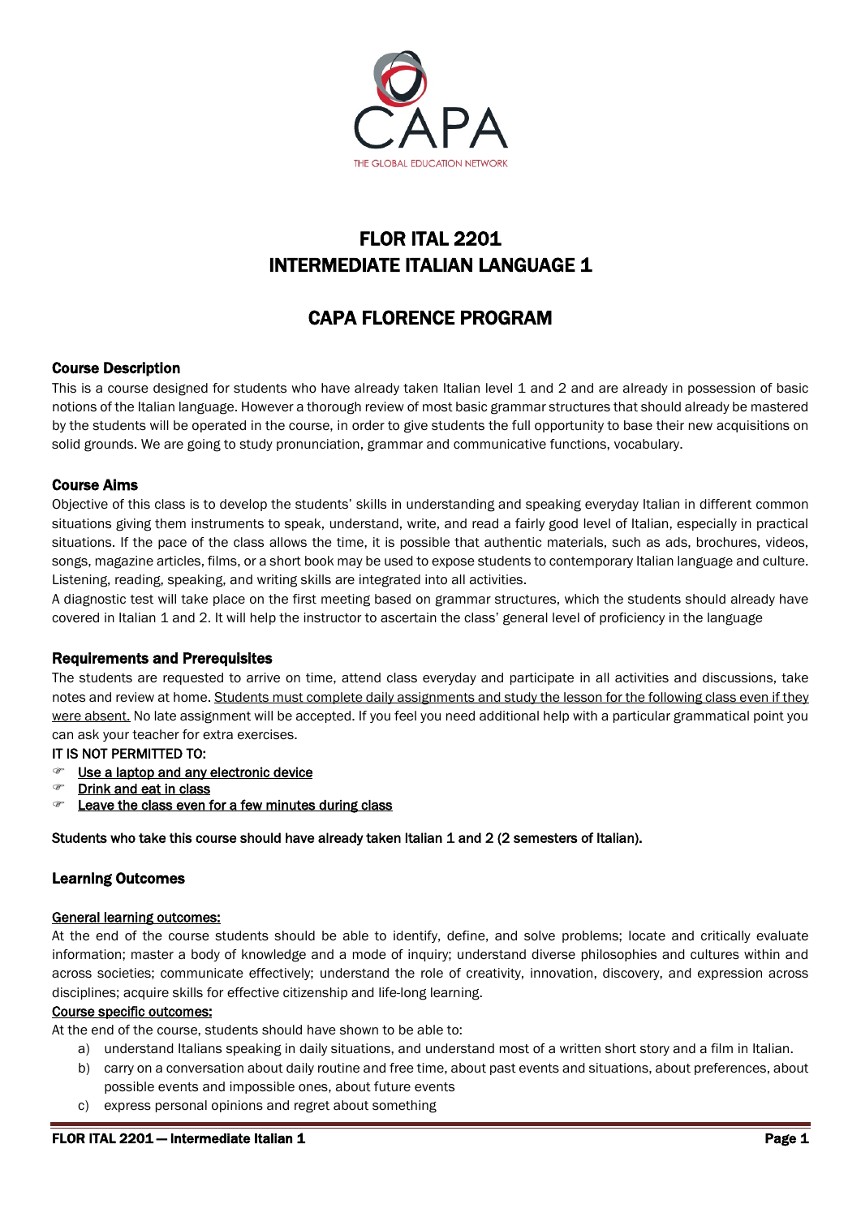# FLOR ITAL 2201
# INTERMEDIATE ITALIAN LANGUAGE 1

## CAPA FLORENCE PROGRAM

### Course Description

This is a course designed for students who have already taken Italian level 1 and 2 and are already in possession of basic notions of the Italian language. However a thorough review of most basic grammar structures that should already be mastered by the students will be operated in the course, in order to give students the full opportunity to base their new acquisitions on solid grounds. We are going to study pronunciation, grammar and communicative functions, vocabulary.

### Course Aims

Objective of this class is to develop the students' skills in understanding and speaking everyday Italian in different common situations giving them instruments to speak, understand, write, and read a fairly good level of Italian, especially in practical situations. If the pace of the class allows the time, it is possible that authentic materials, such as ads, brochures, videos, songs, magazine articles, films, or a short book may be used to expose students to contemporary Italian language and culture. Listening, reading, speaking, and writing skills are integrated into all activities.

A diagnostic test will take place on the first meeting based on grammar structures, which the students should already have covered in Italian 1 and 2. It will help the instructor to ascertain the class' general level of proficiency in the language

### Requirements and Prerequisites

The students are requested to arrive on time, attend class everyday and participate in all activities and discussions, take notes and review at home. Students must complete daily assignments and study the lesson for the following class even if they were absent. No late assignment will be accepted. If you feel you need additional help with a particular grammatical point you can ask your teacher for extra exercises.

IT IS NOT PERMITTED TO:

- Use a laptop and any electronic device
- Drink and eat in class
- Leave the class even for a few minutes during class

**Students who take this course should have already taken Italian 1 and 2 (2 semesters of Italian).**

### Learning Outcomes

**General learning outcomes:**

At the end of the course students should be able to identify, define, and solve problems; locate and critically evaluate information; master a body of knowledge and a mode of inquiry; understand diverse philosophies and cultures within and across societies; communicate effectively; understand the role of creativity, innovation, discovery, and expression across disciplines; acquire skills for effective citizenship and life-long learning.

**Course specific outcomes:**

At the end of the course, students should have shown to be able to:

a) understand Italians speaking in daily situations, and understand most of a written short story and a film in Italian.
b) carry on a conversation about daily routine and free time, about past events and situations, about preferences, about possible events and impossible ones, about future events
c) express personal opinions and regret about something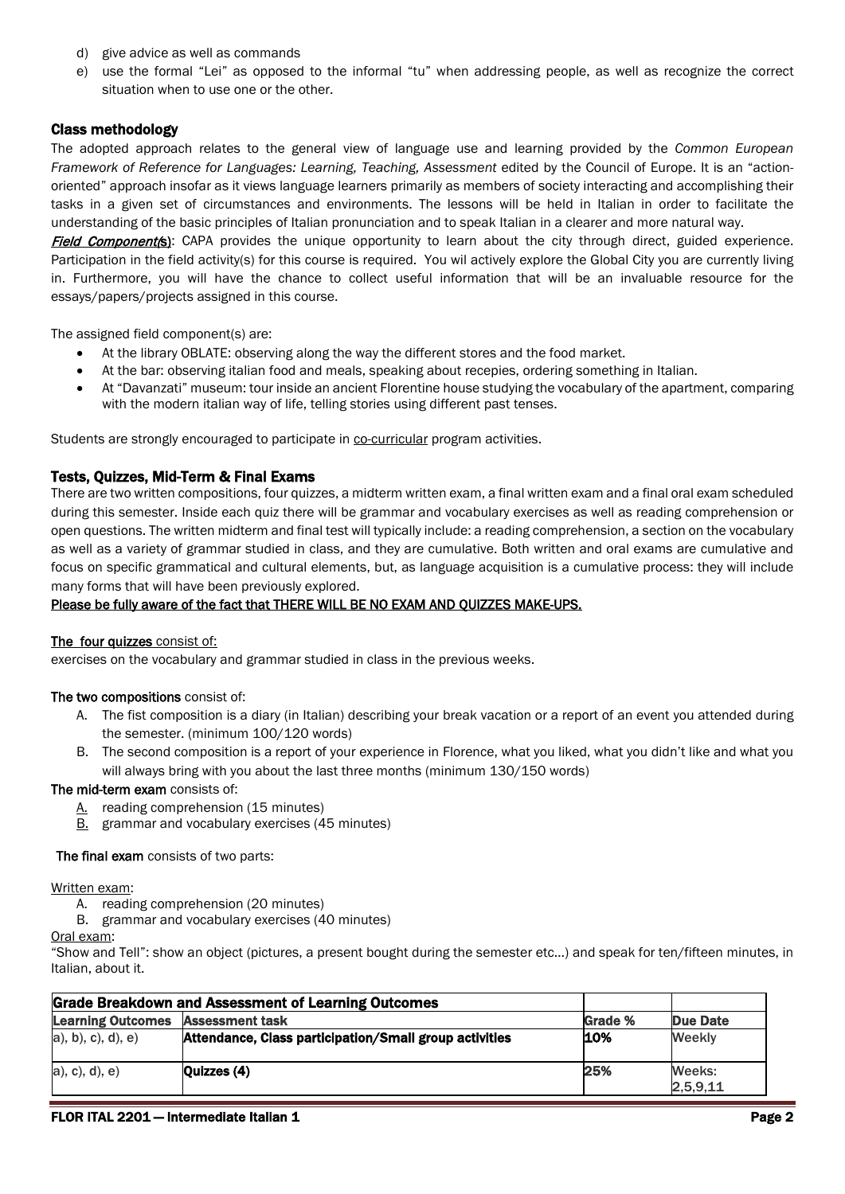d) give advice as well as commands
e) use the formal "Lei" as opposed to the informal "tu" when addressing people, as well as recognize the correct situation when to use one or the other.

### Class methodology

The adopted approach relates to the general view of language use and learning provided by the *Common European Framework of Reference for Languages: Learning, Teaching, Assessment* edited by the Council of Europe. It is an "action-oriented" approach insofar as it views language learners primarily as members of society interacting and accomplishing their tasks in a given set of circumstances and environments. The lessons will be held in Italian in order to facilitate the understanding of the basic principles of Italian pronunciation and to speak Italian in a clearer and more natural way.

***Field Component(s)***: CAPA provides the unique opportunity to learn about the city through direct, guided experience. Participation in the field activity(s) for this course is required. You wil actively explore the Global City you are currently living in. Furthermore, you will have the chance to collect useful information that will be an invaluable resource for the essays/papers/projects assigned in this course.

The assigned field component(s) are:

- At the library OBLATE: observing along the way the different stores and the food market.
- At the bar: observing italian food and meals, speaking about recepies, ordering something in Italian.
- At "Davanzati" museum: tour inside an ancient Florentine house studying the vocabulary of the apartment, comparing with the modern italian way of life, telling stories using different past tenses.

Students are strongly encouraged to participate in co-curricular program activities.

### Tests, Quizzes, Mid-Term & Final Exams

There are two written compositions, four quizzes, a midterm written exam, a final written exam and a final oral exam scheduled during this semester. Inside each quiz there will be grammar and vocabulary exercises as well as reading comprehension or open questions. The written midterm and final test will typically include: a reading comprehension, a section on the vocabulary as well as a variety of grammar studied in class, and they are cumulative. Both written and oral exams are cumulative and focus on specific grammatical and cultural elements, but, as language acquisition is a cumulative process: they will include many forms that will have been previously explored.

**Please be fully aware of the fact that THERE WILL BE NO EXAM AND QUIZZES MAKE-UPS.**

**The four quizzes** consist of:
exercises on the vocabulary and grammar studied in class in the previous weeks.

**The two compositions** consist of:

A. The fist composition is a diary (in Italian) describing your break vacation or a report of an event you attended during the semester. (minimum 100/120 words)
B. The second composition is a report of your experience in Florence, what you liked, what you didn't like and what you will always bring with you about the last three months (minimum 130/150 words)

**The mid-term exam** consists of:

A. reading comprehension (15 minutes)
B. grammar and vocabulary exercises (45 minutes)

**The final exam** consists of two parts:

Written exam:

A. reading comprehension (20 minutes)
B. grammar and vocabulary exercises (40 minutes)

Oral exam:
"Show and Tell": show an object (pictures, a present bought during the semester etc...) and speak for ten/fifteen minutes, in Italian, about it.

| Grade Breakdown and Assessment of Learning Outcomes | | | |
|---|---|---|---|
| **Learning Outcomes** | **Assessment task** | **Grade %** | **Due Date** |
| a), b), c), d), e) | **Attendance, Class participation/Small group activities** | **10%** | Weekly |
| a), c), d), e) | **Quizzes (4)** | **25%** | Weeks: 2,5,9,11 |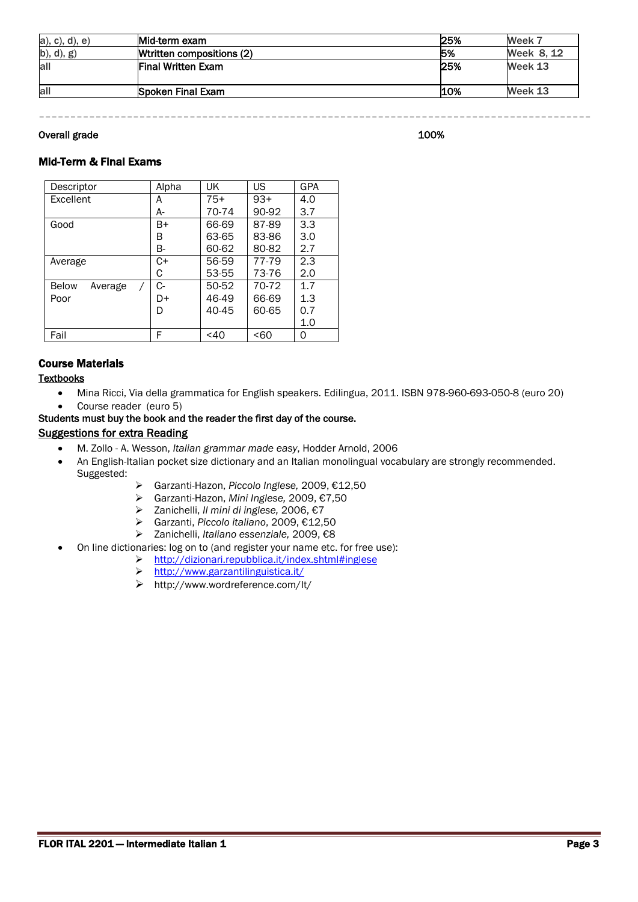| a), c), d), e) | Mid-term exam | 25% | Week 7 |
|---|---|---|---|
| b), d), g) | Wtritten compositions (2) | 5% | Week 8, 12 |
| all | Final Written Exam | 25% | Week 13 |
| all | Spoken Final Exam | 10% | Week 13 |

---

Overall grade 100%

### Mid-Term & Final Exams

| Descriptor | Alpha | UK | US | GPA |
|---|---|---|---|---|
| Excellent | A | 75+ | 93+ | 4.0 |
| | A- | 70-74 | 90-92 | 3.7 |
| Good | B+ | 66-69 | 87-89 | 3.3 |
| | B | 63-65 | 83-86 | 3.0 |
| | B- | 60-62 | 80-82 | 2.7 |
| Average | C+ | 56-59 | 77-79 | 2.3 |
| | C | 53-55 | 73-76 | 2.0 |
| Below Average / Poor | C- | 50-52 | 70-72 | 1.7 |
| | D+ | 46-49 | 66-69 | 1.3 |
| | D | 40-45 | 60-65 | 0.7 |
| | | | | 1.0 |
| Fail | F | <40 | <60 | 0 |

### Course Materials

Textbooks

- Mina Ricci, Via della grammatica for English speakers. Edilingua, 2011. ISBN 978-960-693-050-8 (euro 20)
- Course reader (euro 5)

**Students must buy the book and the reader the first day of the course.**

Suggestions for extra Reading

- M. Zollo - A. Wesson, *Italian grammar made easy*, Hodder Arnold, 2006
- An English-Italian pocket size dictionary and an Italian monolingual vocabulary are strongly recommended. Suggested:
  - Garzanti-Hazon, *Piccolo Inglese,* 2009, €12,50
  - Garzanti-Hazon, *Mini Inglese,* 2009, €7,50
  - Zanichelli, *Il mini di inglese,* 2006, €7
  - Garzanti, *Piccolo italiano*, 2009, €12,50
  - Zanichelli, *Italiano essenziale,* 2009, €8
- On line dictionaries: log on to (and register your name etc. for free use):
  - http://dizionari.repubblica.it/index.shtml#inglese
  - http://www.garzantilinguistica.it/
  - http://www.wordreference.com/it/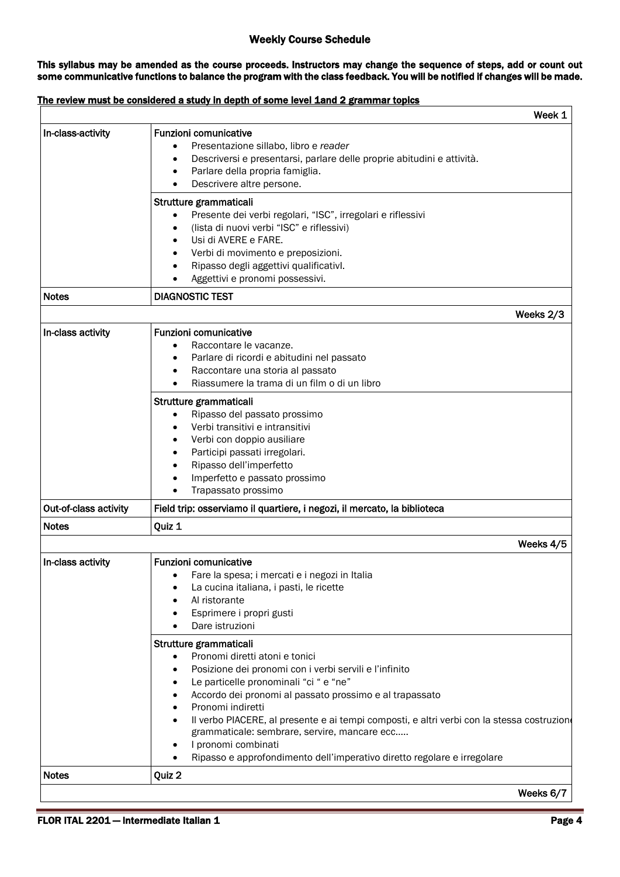### Weekly Course Schedule

**This syllabus may be amended as the course proceeds. Instructors may change the sequence of steps, add or count out some communicative functions to balance the program with the class feedback. You will be notified if changes will be made.**

**The review must be considered a study in depth of some level 1and 2 grammar topics**

| | Week 1 |
|---|---|
| In-class-activity | Funzioni comunicative<br>• Presentazione sillabo, libro e *reader*<br>• Descriversi e presentarsi, parlare delle proprie abitudini e attività.<br>• Parlare della propria famiglia.<br>• Descrivere altre persone. |
| | Strutture grammaticali<br>• Presente dei verbi regolari, "ISC", irregolari e riflessivi<br>• (lista di nuovi verbi "ISC" e riflessivi)<br>• Usi di AVERE e FARE.<br>• Verbi di movimento e preposizioni.<br>• Ripasso degli aggettivi qualificativl.<br>• Aggettivi e pronomi possessivi. |
| Notes | DIAGNOSTIC TEST |
| | **Weeks 2/3** |
| In-class activity | Funzioni comunicative<br>• Raccontare le vacanze.<br>• Parlare di ricordi e abitudini nel passato<br>• Raccontare una storia al passato<br>• Riassumere la trama di un film o di un libro |
| | Strutture grammaticali<br>• Ripasso del passato prossimo<br>• Verbi transitivi e intransitivi<br>• Verbi con doppio ausiliare<br>• Participi passati irregolari.<br>• Ripasso dell'imperfetto<br>• Imperfetto e passato prossimo<br>• Trapassato prossimo |
| Out-of-class activity | Field trip: osserviamo il quartiere, i negozi, il mercato, la biblioteca |
| Notes | Quiz 1 |
| | **Weeks 4/5** |
| In-class activity | Funzioni comunicative<br>• Fare la spesa; i mercati e i negozi in Italia<br>• La cucina italiana, i pasti, le ricette<br>• Al ristorante<br>• Esprimere i propri gusti<br>• Dare istruzioni |
| | Strutture grammaticali<br>• Pronomi diretti atoni e tonici<br>• Posizione dei pronomi con i verbi servili e l'infinito<br>• Le particelle pronominali "ci " e "ne"<br>• Accordo dei pronomi al passato prossimo e al trapassato<br>• Pronomi indiretti<br>• Il verbo PIACERE, al presente e ai tempi composti, e altri verbi con la stessa costruzione grammaticale: sembrare, servire, mancare ecc.....<br>• I pronomi combinati<br>• Ripasso e approfondimento dell'imperativo diretto regolare e irregolare |
| Notes | Quiz 2 |
| | **Weeks 6/7** |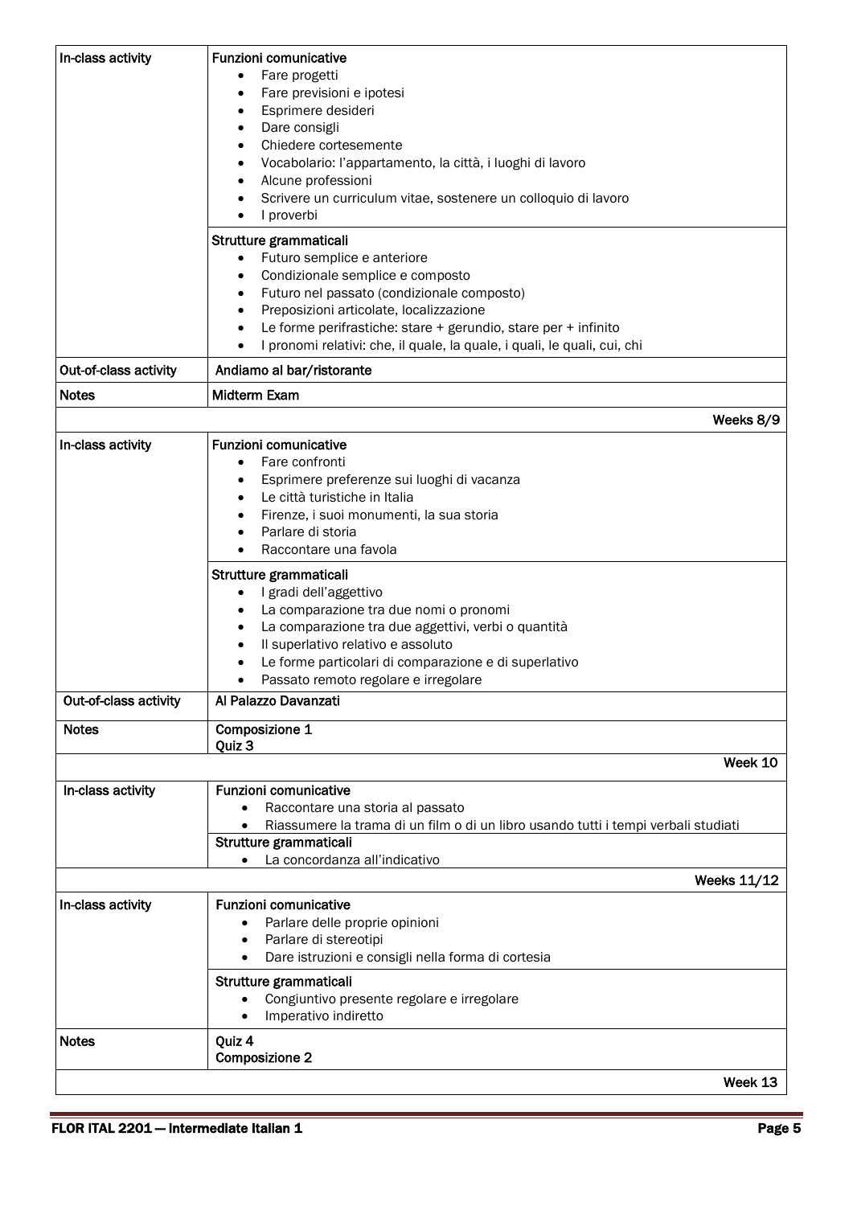| | |
|---|---|
| In-class activity | **Funzioni comunicative**<br>• Fare progetti<br>• Fare previsioni e ipotesi<br>• Esprimere desideri<br>• Dare consigli<br>• Chiedere cortesemente<br>• Vocabolario: l'appartamento, la città, i luoghi di lavoro<br>• Alcune professioni<br>• Scrivere un curriculum vitae, sostenere un colloquio di lavoro<br>• I proverbi |
| | **Strutture grammaticali**<br>• Futuro semplice e anteriore<br>• Condizionale semplice e composto<br>• Futuro nel passato (condizionale composto)<br>• Preposizioni articolate, localizzazione<br>• Le forme perifrastiche: stare + gerundio, stare per + infinito<br>• I pronomi relativi: che, il quale, la quale, i quali, le quali, cui, chi |
| Out-of-class activity | Andiamo al bar/ristorante |
| Notes | Midterm Exam |
| | **Weeks 8/9** |
| In-class activity | **Funzioni comunicative**<br>• Fare confronti<br>• Esprimere preferenze sui luoghi di vacanza<br>• Le città turistiche in Italia<br>• Firenze, i suoi monumenti, la sua storia<br>• Parlare di storia<br>• Raccontare una favola |
| | **Strutture grammaticali**<br>• I gradi dell'aggettivo<br>• La comparazione tra due nomi o pronomi<br>• La comparazione tra due aggettivi, verbi o quantità<br>• Il superlativo relativo e assoluto<br>• Le forme particolari di comparazione e di superlativo<br>• Passato remoto regolare e irregolare |
| Out-of-class activity | Al Palazzo Davanzati |
| Notes | Composizione 1<br>Quiz 3 |
| | **Week 10** |
| In-class activity | **Funzioni comunicative**<br>• Raccontare una storia al passato<br>• Riassumere la trama di un film o di un libro usando tutti i tempi verbali studiati |
| | **Strutture grammaticali**<br>• La concordanza all'indicativo |
| | **Weeks 11/12** |
| In-class activity | **Funzioni comunicative**<br>• Parlare delle proprie opinioni<br>• Parlare di stereotipi<br>• Dare istruzioni e consigli nella forma di cortesia |
| | **Strutture grammaticali**<br>• Congiuntivo presente regolare e irregolare<br>• Imperativo indiretto |
| Notes | Quiz 4<br>Composizione 2 |
| | **Week 13** |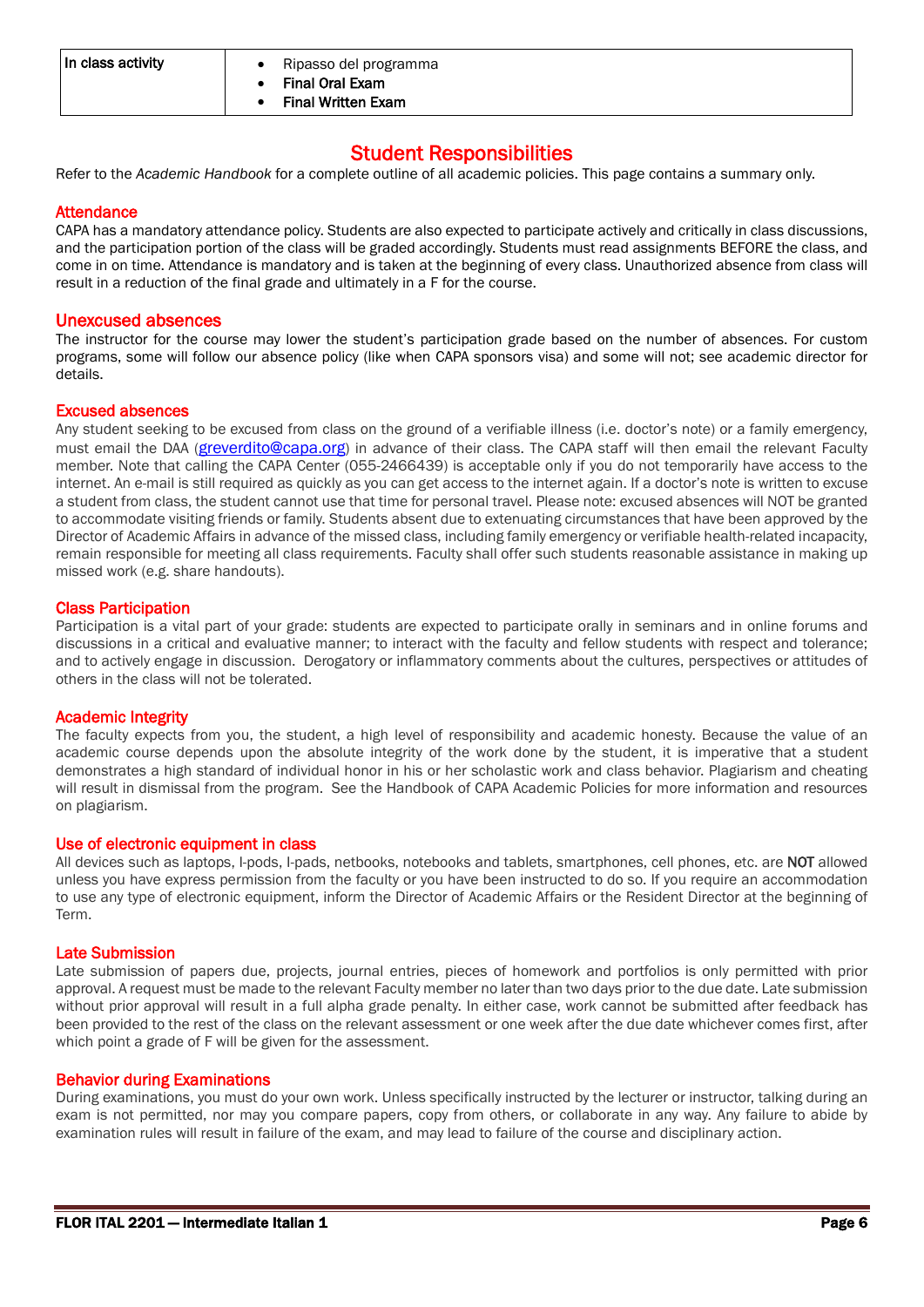| | |
|---|---|
| In class activity | • Ripasso del programma<br>• **Final Oral Exam**<br>• **Final Written Exam** |

## Student Responsibilities

Refer to the *Academic Handbook* for a complete outline of all academic policies. This page contains a summary only.

### Attendance

CAPA has a mandatory attendance policy. Students are also expected to participate actively and critically in class discussions, and the participation portion of the class will be graded accordingly. Students must read assignments BEFORE the class, and come in on time. Attendance is mandatory and is taken at the beginning of every class. Unauthorized absence from class will result in a reduction of the final grade and ultimately in a F for the course.

### Unexcused absences

The instructor for the course may lower the student's participation grade based on the number of absences. For custom programs, some will follow our absence policy (like when CAPA sponsors visa) and some will not; see academic director for details.

### Excused absences

Any student seeking to be excused from class on the ground of a verifiable illness (i.e. doctor's note) or a family emergency, must email the DAA (greverdito@capa.org) in advance of their class. The CAPA staff will then email the relevant Faculty member. Note that calling the CAPA Center (055-2466439) is acceptable only if you do not temporarily have access to the internet. An e-mail is still required as quickly as you can get access to the internet again. If a doctor's note is written to excuse a student from class, the student cannot use that time for personal travel. Please note: excused absences will NOT be granted to accommodate visiting friends or family. Students absent due to extenuating circumstances that have been approved by the Director of Academic Affairs in advance of the missed class, including family emergency or verifiable health-related incapacity, remain responsible for meeting all class requirements. Faculty shall offer such students reasonable assistance in making up missed work (e.g. share handouts).

### Class Participation

Participation is a vital part of your grade: students are expected to participate orally in seminars and in online forums and discussions in a critical and evaluative manner; to interact with the faculty and fellow students with respect and tolerance; and to actively engage in discussion. Derogatory or inflammatory comments about the cultures, perspectives or attitudes of others in the class will not be tolerated.

### Academic Integrity

The faculty expects from you, the student, a high level of responsibility and academic honesty. Because the value of an academic course depends upon the absolute integrity of the work done by the student, it is imperative that a student demonstrates a high standard of individual honor in his or her scholastic work and class behavior. Plagiarism and cheating will result in dismissal from the program. See the Handbook of CAPA Academic Policies for more information and resources on plagiarism.

### Use of electronic equipment in class

All devices such as laptops, I-pods, I-pads, netbooks, notebooks and tablets, smartphones, cell phones, etc. are **NOT** allowed unless you have express permission from the faculty or you have been instructed to do so. If you require an accommodation to use any type of electronic equipment, inform the Director of Academic Affairs or the Resident Director at the beginning of Term.

### Late Submission

Late submission of papers due, projects, journal entries, pieces of homework and portfolios is only permitted with prior approval. A request must be made to the relevant Faculty member no later than two days prior to the due date. Late submission without prior approval will result in a full alpha grade penalty. In either case, work cannot be submitted after feedback has been provided to the rest of the class on the relevant assessment or one week after the due date whichever comes first, after which point a grade of F will be given for the assessment.

### Behavior during Examinations

During examinations, you must do your own work. Unless specifically instructed by the lecturer or instructor, talking during an exam is not permitted, nor may you compare papers, copy from others, or collaborate in any way. Any failure to abide by examination rules will result in failure of the exam, and may lead to failure of the course and disciplinary action.